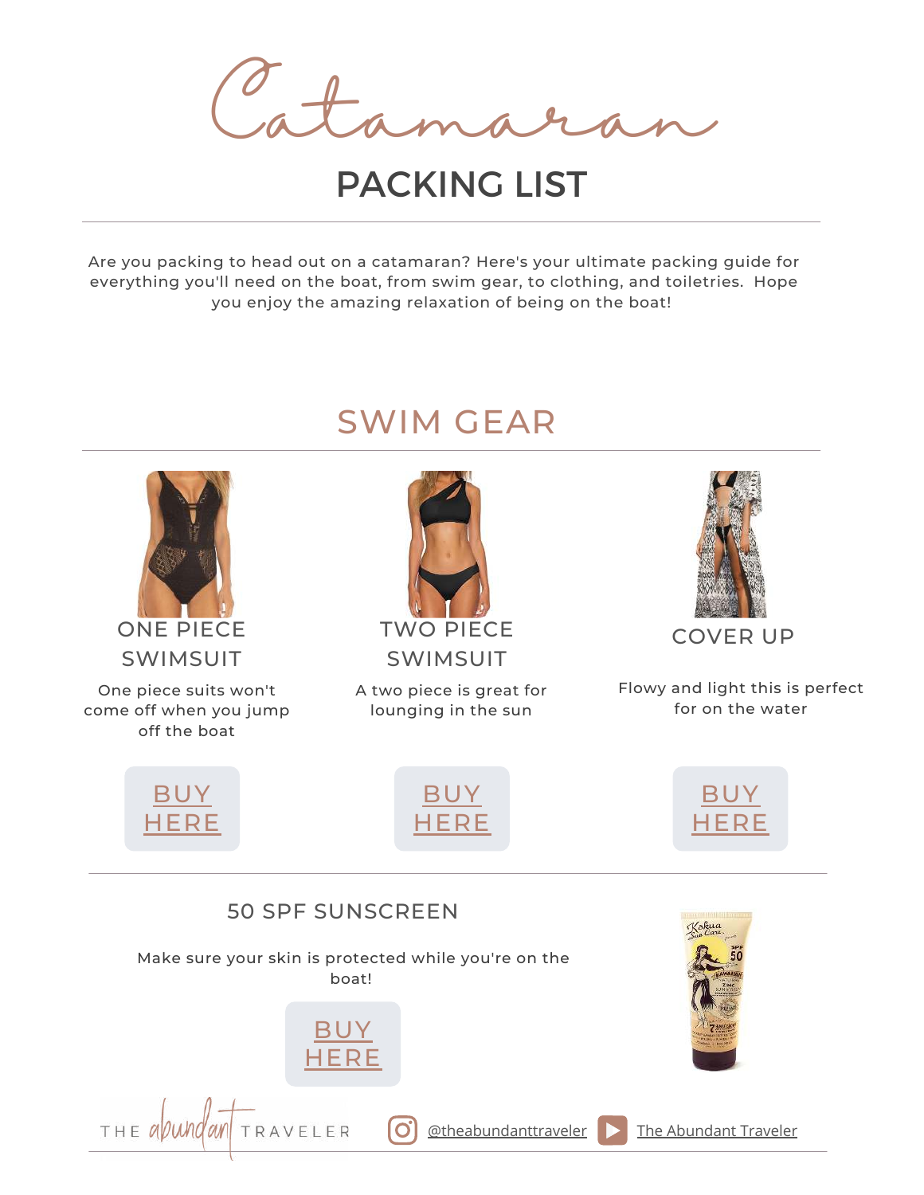# Catamaran

## PACKING LIST

Are you packing to head out on a catamaran? Here's your ultimate packing guide for everything you'll need on the boat, from swim gear, to clothing, and toiletries. Hope you enjoy the amazing relaxation of being on the boat!

## SWIM GEAR

### ONE PIECE SWIMSUIT

One piece suits won't come off when you jump off the boat

BUY HERE

### TWO PIECE SWIMSUIT

A two piece is great for lounging in the sun

BUY HERE

### COVER UP

Flowy and light this is perfect for on the water

BUY HERE

### 50 SPF SUNSCREEN

Make sure your skin is protected while you're on the boat!

BUY HERE

THE abundant TRAVELER @theabundanttraveler The Abundant Traveler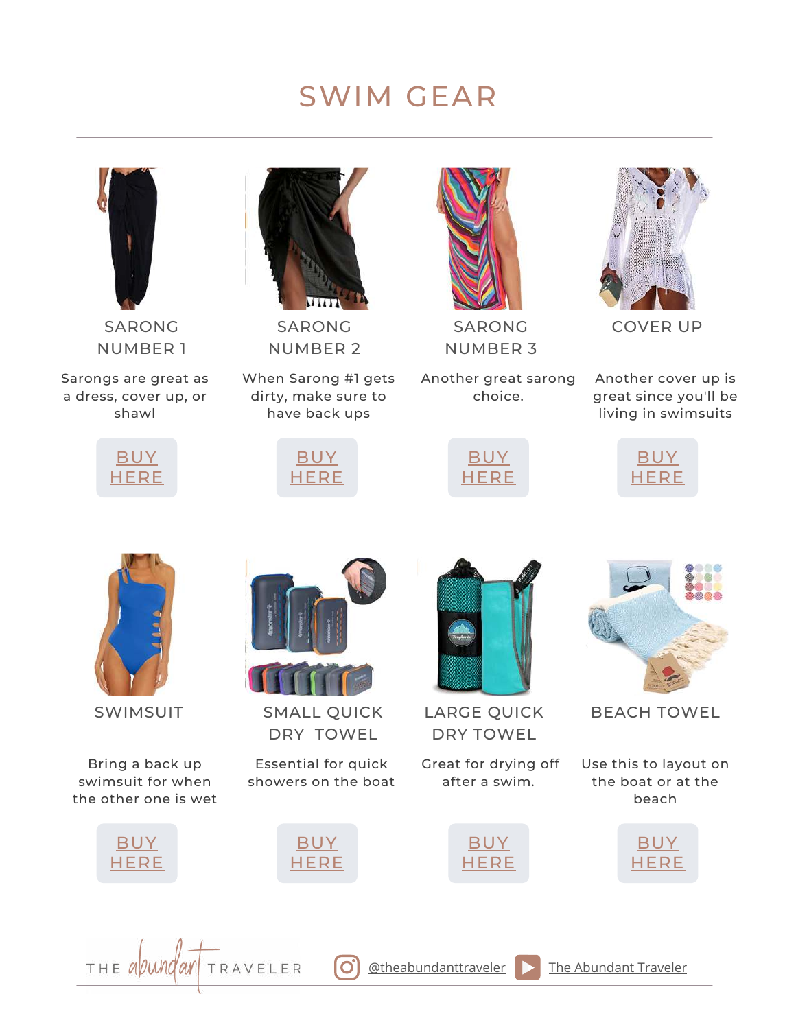# SWIM GEAR

### SARONG NUMBER 1

Sarongs are great as a dress, cover up, or shawl

BUY HERE

### SARONG NUMBER 2

When Sarong #1 gets dirty, make sure to have back ups

BUY HERE

### SARONG NUMBER 3

Another great sarong choice.

BUY HERE

### COVER UP

Another cover up is great since you'll be living in swimsuits

BUY HERE

### SWIMSUIT

Bring a back up swimsuit for when the other one is wet

BUY HERE

### SMALL QUICK DRY TOWEL

Essential for quick showers on the boat

BUY HERE

### LARGE QUICK DRY TOWEL

Great for drying off after a swim.

BUY HERE

### BEACH TOWEL

Use this to layout on the boat or at the beach

BUY HERE

THE abundant TRAVELER @theabundanttraveler The Abundant Traveler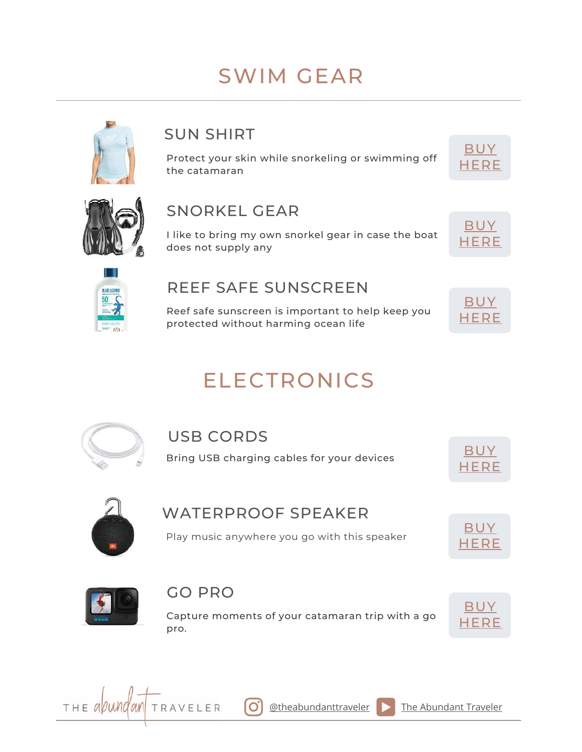# SWIM GEAR

## SUN SHIRT

Protect your skin while snorkeling or swimming off the catamaran

BUY HERE

## SNORKEL GEAR

I like to bring my own snorkel gear in case the boat does not supply any

BUY HERE

## REEF SAFE SUNSCREEN

Reef safe sunscreen is important to help keep you protected without harming ocean life

BUY HERE

# ELECTRONICS

## USB CORDS

Bring USB charging cables for your devices

BUY HERE

## WATERPROOF SPEAKER

Play music anywhere you go with this speaker

BUY HERE

## GO PRO

Capture moments of your catamaran trip with a go pro.

BUY HERE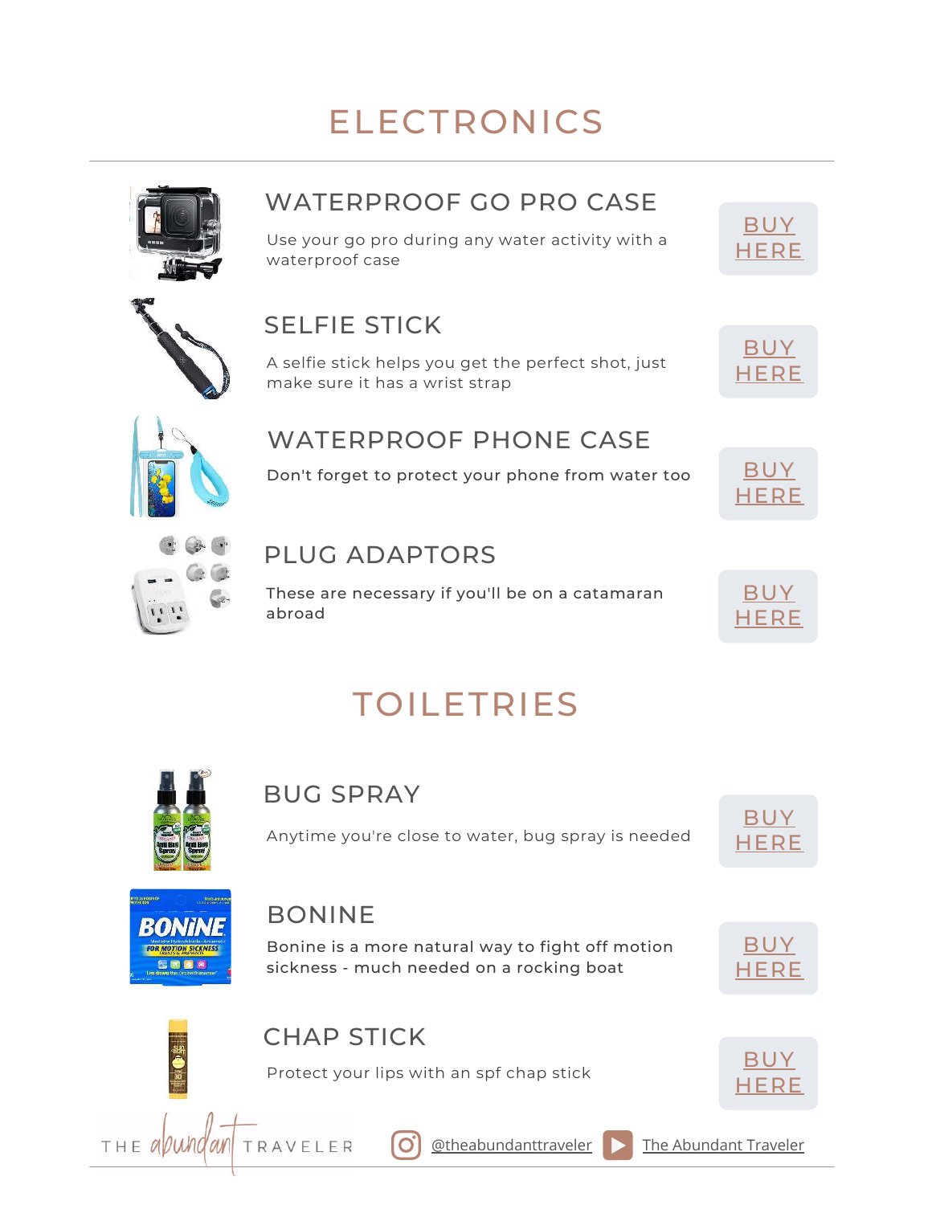# ELECTRONICS

### WATERPROOF GO PRO CASE

Use your go pro during any water activity with a waterproof case

BUY HERE

### SELFIE STICK

A selfie stick helps you get the perfect shot, just make sure it has a wrist strap

BUY HERE

### WATERPROOF PHONE CASE

Don't forget to protect your phone from water too

BUY HERE

### PLUG ADAPTORS

These are necessary if you'll be on a catamaran abroad

BUY HERE

# TOILETRIES

### BUG SPRAY

Anytime you're close to water, bug spray is needed

BUY HERE

### BONINE

Bonine is a more natural way to fight off motion sickness - much needed on a rocking boat

BUY HERE

### CHAP STICK

Protect your lips with an spf chap stick

BUY HERE

THE abundant TRAVELER @theabundanttraveler The Abundant Traveler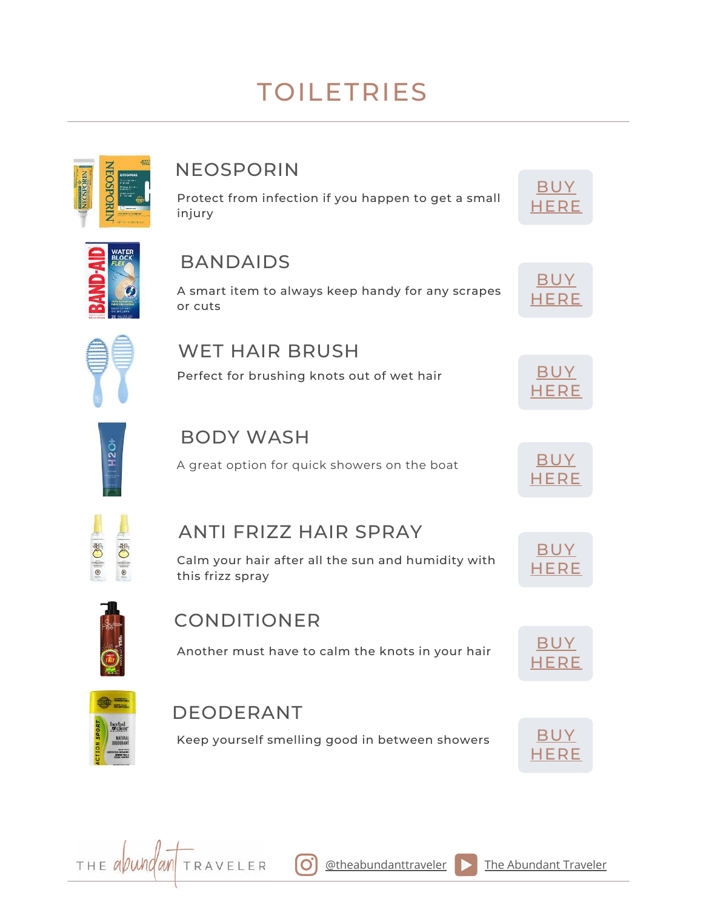# TOILETRIES

## NEOSPORIN

Protect from infection if you happen to get a small injury

BUY HERE

## BANDAIDS

A smart item to always keep handy for any scrapes or cuts

BUY HERE

## WET HAIR BRUSH

Perfect for brushing knots out of wet hair

BUY HERE

## BODY WASH

A great option for quick showers on the boat

BUY HERE

## ANTI FRIZZ HAIR SPRAY

Calm your hair after all the sun and humidity with this frizz spray

BUY HERE

## CONDITIONER

Another must have to calm the knots in your hair

BUY HERE

## DEODERANT

Keep yourself smelling good in between showers

BUY HERE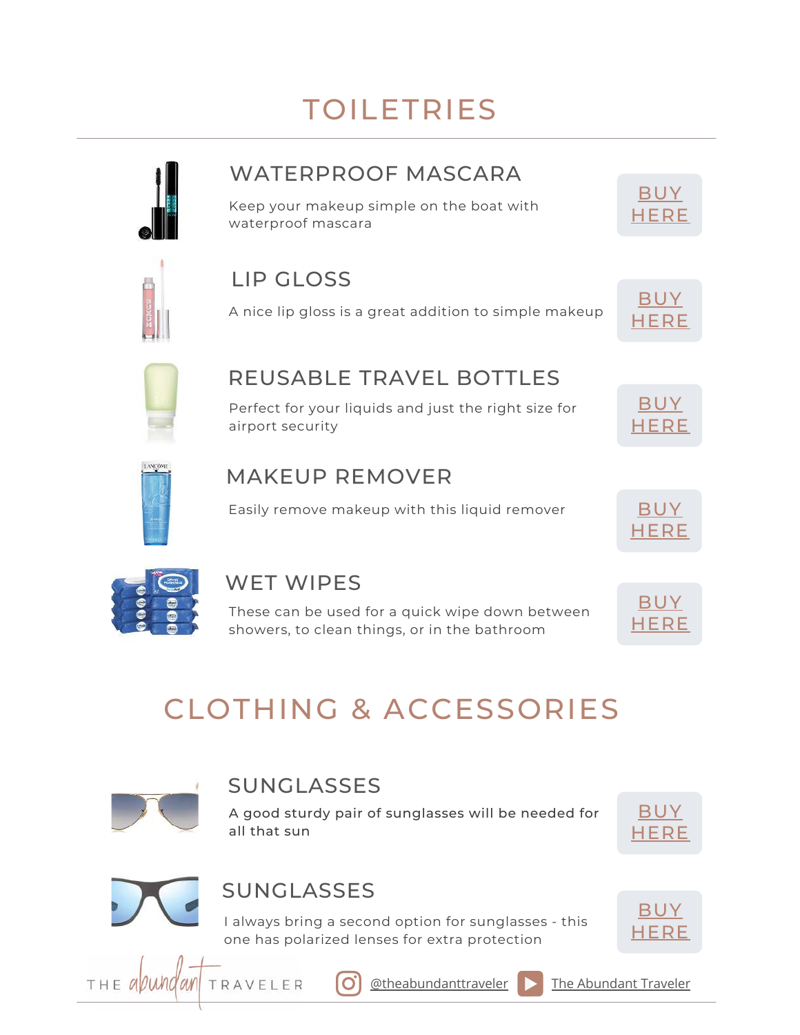# TOILETRIES

### WATERPROOF MASCARA

Keep your makeup simple on the boat with waterproof mascara

BUY HERE

### LIP GLOSS

A nice lip gloss is a great addition to simple makeup

BUY HERE

### REUSABLE TRAVEL BOTTLES

Perfect for your liquids and just the right size for airport security

BUY HERE

### MAKEUP REMOVER

Easily remove makeup with this liquid remover

BUY HERE

### WET WIPES

These can be used for a quick wipe down between showers, to clean things, or in the bathroom

BUY HERE

# CLOTHING & ACCESSORIES

### SUNGLASSES

A good sturdy pair of sunglasses will be needed for all that sun

BUY HERE

### SUNGLASSES

I always bring a second option for sunglasses - this one has polarized lenses for extra protection

BUY HERE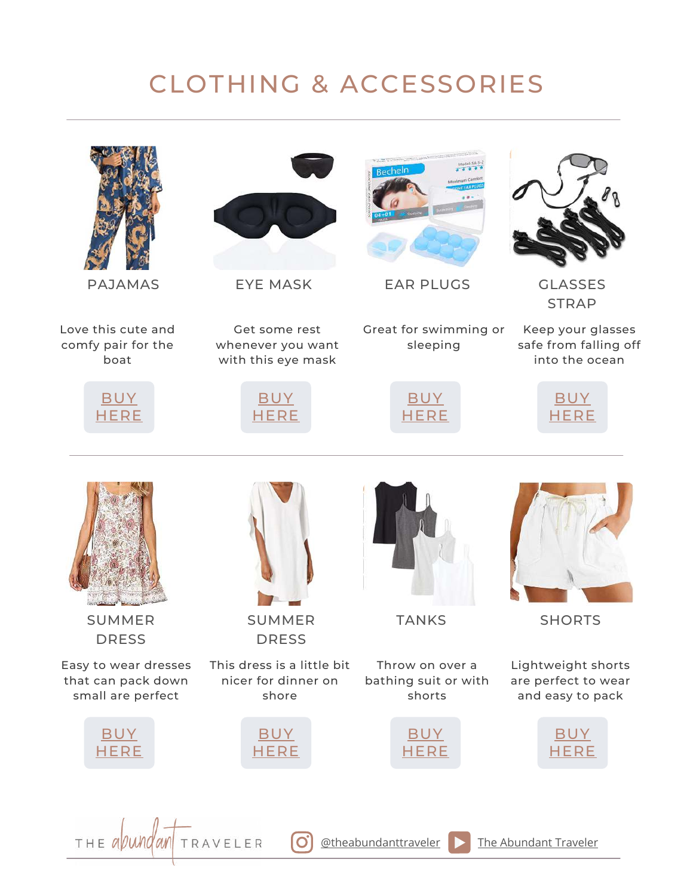# CLOTHING & ACCESSORIES

### PAJAMAS

Love this cute and comfy pair for the boat

BUY HERE

### EYE MASK

Get some rest whenever you want with this eye mask

BUY HERE

### EAR PLUGS

Great for swimming or sleeping

BUY HERE

### GLASSES STRAP

Keep your glasses safe from falling off into the ocean

BUY HERE

### SUMMER DRESS

Easy to wear dresses that can pack down small are perfect

BUY HERE

### SUMMER DRESS

This dress is a little bit nicer for dinner on shore

BUY HERE

### TANKS

Throw on over a bathing suit or with shorts

BUY HERE

### SHORTS

Lightweight shorts are perfect to wear and easy to pack

BUY HERE

THE abundant TRAVELER | @theabundanttraveler | The Abundant Traveler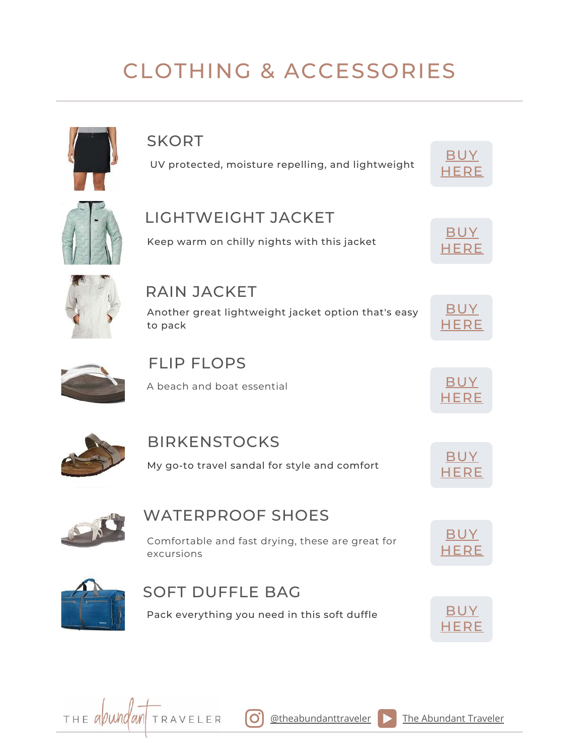# CLOTHING & ACCESSORIES

## SKORT

UV protected, moisture repelling, and lightweight

BUY HERE

## LIGHTWEIGHT JACKET

Keep warm on chilly nights with this jacket

BUY HERE

## RAIN JACKET

Another great lightweight jacket option that's easy to pack

BUY HERE

## FLIP FLOPS

A beach and boat essential

BUY HERE

## BIRKENSTOCKS

My go-to travel sandal for style and comfort

BUY HERE

## WATERPROOF SHOES

Comfortable and fast drying, these are great for excursions

BUY HERE

## SOFT DUFFLE BAG

Pack everything you need in this soft duffle

BUY HERE

THE abundant TRAVELER @theabundanttraveler The Abundant Traveler